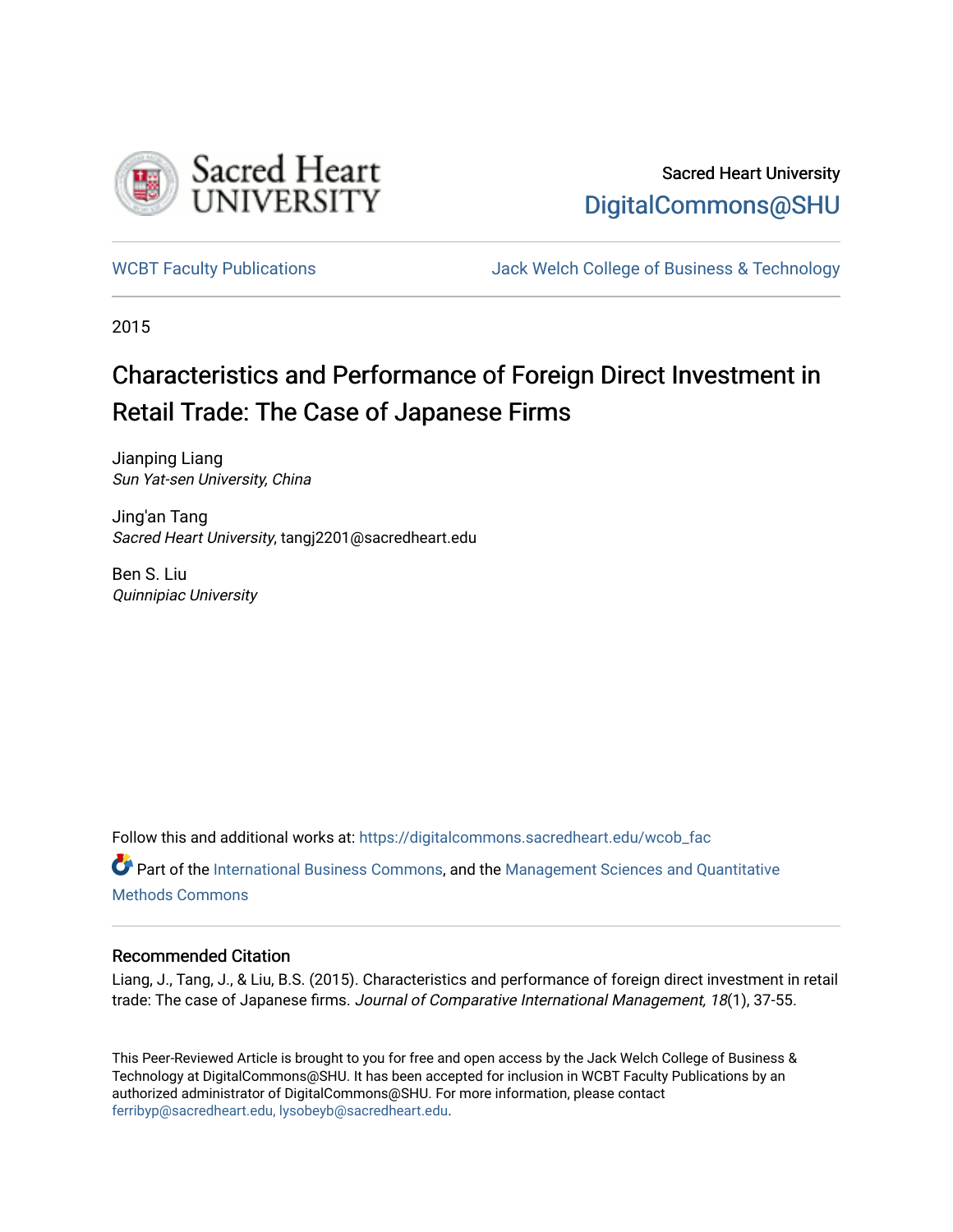Sacred Heart University

DigitalCommons@SHU

WCBT Faculty Publications | Jack Welch College of Business & Technology

2015

# Characteristics and Performance of Foreign Direct Investment in Retail Trade: The Case of Japanese Firms

Jianping Liang
*Sun Yat-sen University, China*

Jing'an Tang
*Sacred Heart University*, tangj2201@sacredheart.edu

Ben S. Liu
*Quinnipiac University*

Follow this and additional works at: https://digitalcommons.sacredheart.edu/wcob_fac

Part of the International Business Commons, and the Management Sciences and Quantitative Methods Commons

## Recommended Citation

Liang, J., Tang, J., & Liu, B.S. (2015). Characteristics and performance of foreign direct investment in retail trade: The case of Japanese firms. *Journal of Comparative International Management, 18*(1), 37-55.

This Peer-Reviewed Article is brought to you for free and open access by the Jack Welch College of Business & Technology at DigitalCommons@SHU. It has been accepted for inclusion in WCBT Faculty Publications by an authorized administrator of DigitalCommons@SHU. For more information, please contact ferribyp@sacredheart.edu, lysobeyb@sacredheart.edu.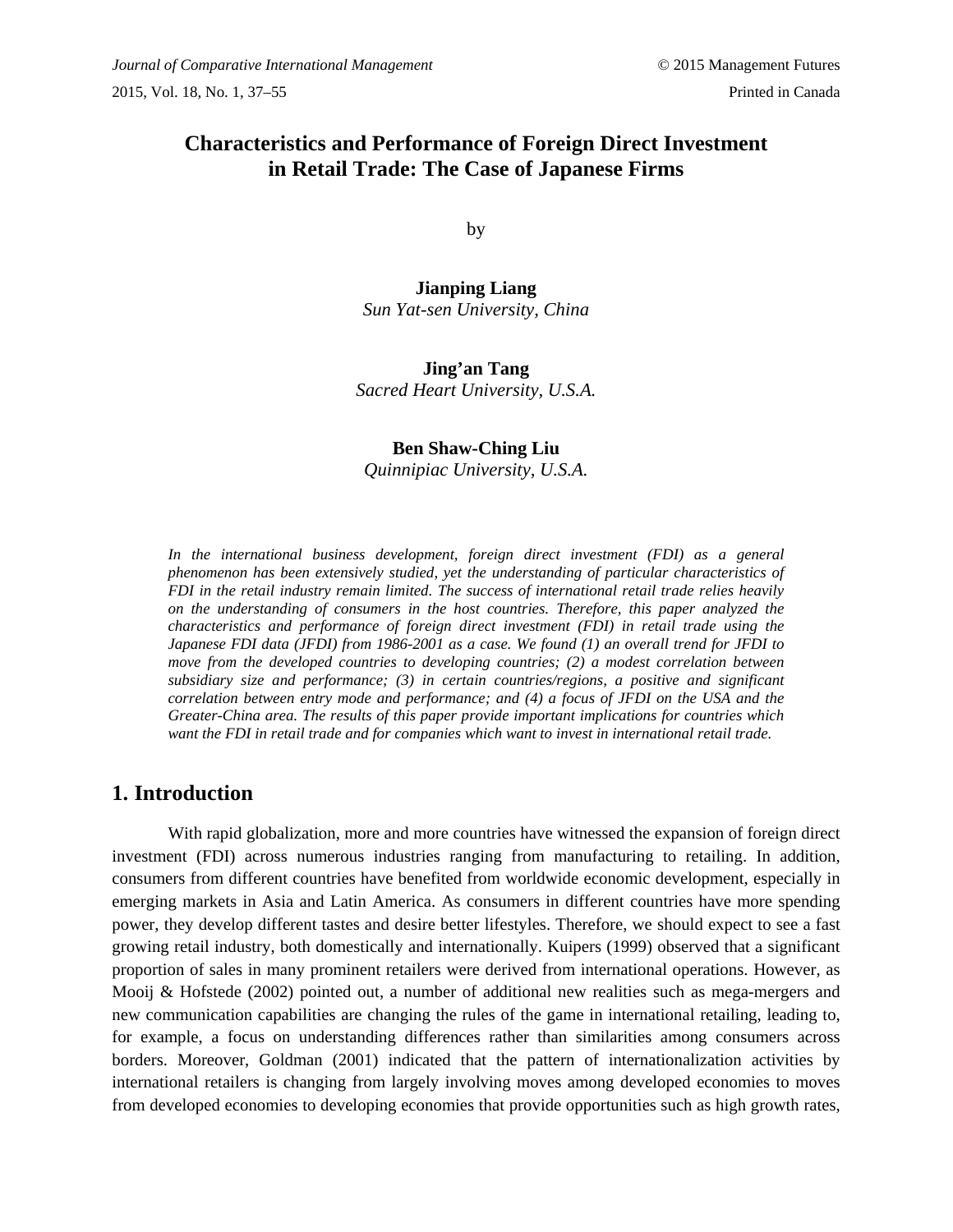# Characteristics and Performance of Foreign Direct Investment in Retail Trade: The Case of Japanese Firms

by

**Jianping Liang**
*Sun Yat-sen University, China*

**Jing'an Tang**
*Sacred Heart University, U.S.A.*

**Ben Shaw-Ching Liu**
*Quinnipiac University, U.S.A.*

*In the international business development, foreign direct investment (FDI) as a general phenomenon has been extensively studied, yet the understanding of particular characteristics of FDI in the retail industry remain limited. The success of international retail trade relies heavily on the understanding of consumers in the host countries. Therefore, this paper analyzed the characteristics and performance of foreign direct investment (FDI) in retail trade using the Japanese FDI data (JFDI) from 1986-2001 as a case. We found (1) an overall trend for JFDI to move from the developed countries to developing countries; (2) a modest correlation between subsidiary size and performance; (3) in certain countries/regions, a positive and significant correlation between entry mode and performance; and (4) a focus of JFDI on the USA and the Greater-China area. The results of this paper provide important implications for countries which want the FDI in retail trade and for companies which want to invest in international retail trade.*

## 1. Introduction

With rapid globalization, more and more countries have witnessed the expansion of foreign direct investment (FDI) across numerous industries ranging from manufacturing to retailing. In addition, consumers from different countries have benefited from worldwide economic development, especially in emerging markets in Asia and Latin America. As consumers in different countries have more spending power, they develop different tastes and desire better lifestyles. Therefore, we should expect to see a fast growing retail industry, both domestically and internationally. Kuipers (1999) observed that a significant proportion of sales in many prominent retailers were derived from international operations. However, as Mooij & Hofstede (2002) pointed out, a number of additional new realities such as mega-mergers and new communication capabilities are changing the rules of the game in international retailing, leading to, for example, a focus on understanding differences rather than similarities among consumers across borders. Moreover, Goldman (2001) indicated that the pattern of internationalization activities by international retailers is changing from largely involving moves among developed economies to moves from developed economies to developing economies that provide opportunities such as high growth rates,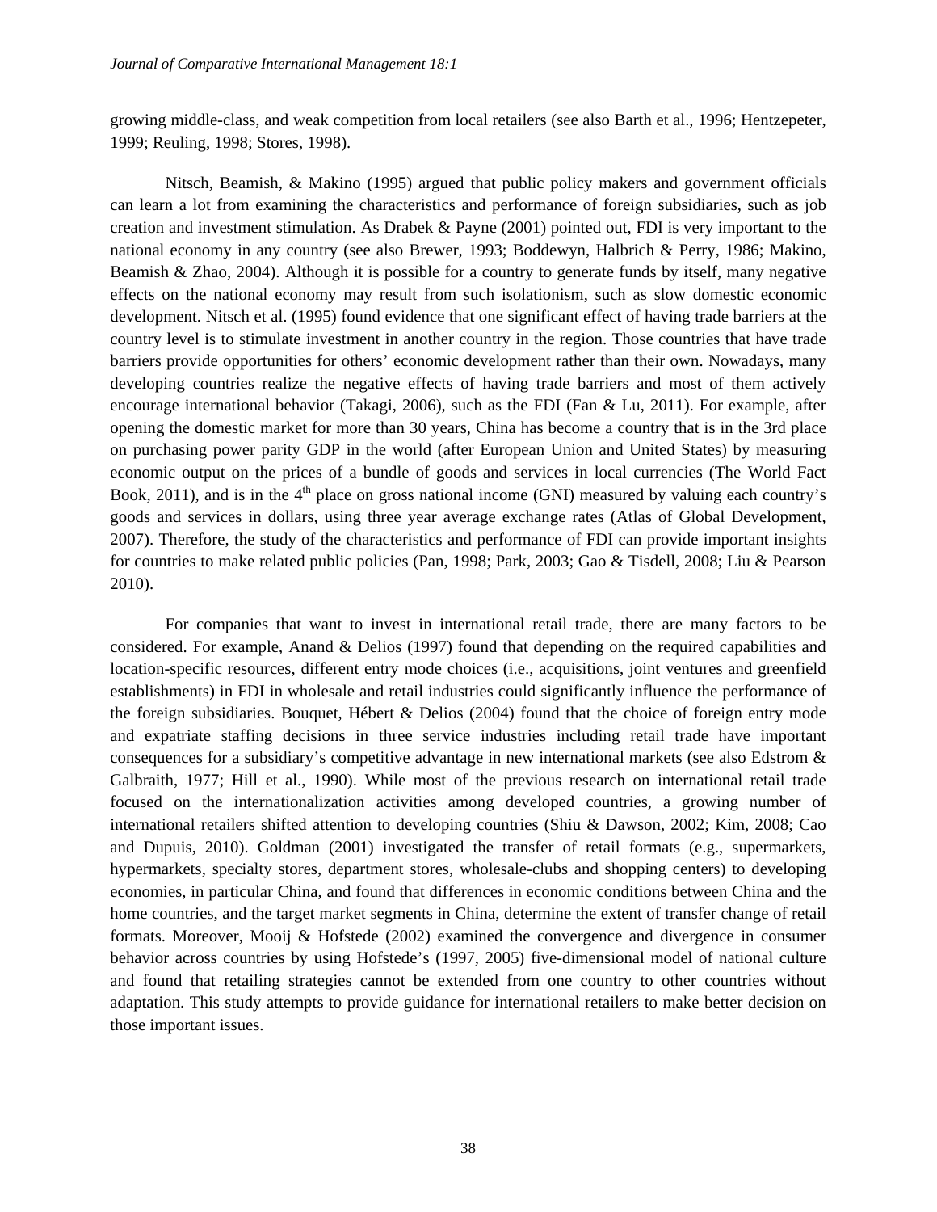growing middle-class, and weak competition from local retailers (see also Barth et al., 1996; Hentzepeter, 1999; Reuling, 1998; Stores, 1998).

Nitsch, Beamish, & Makino (1995) argued that public policy makers and government officials can learn a lot from examining the characteristics and performance of foreign subsidiaries, such as job creation and investment stimulation. As Drabek & Payne (2001) pointed out, FDI is very important to the national economy in any country (see also Brewer, 1993; Boddewyn, Halbrich & Perry, 1986; Makino, Beamish & Zhao, 2004). Although it is possible for a country to generate funds by itself, many negative effects on the national economy may result from such isolationism, such as slow domestic economic development. Nitsch et al. (1995) found evidence that one significant effect of having trade barriers at the country level is to stimulate investment in another country in the region. Those countries that have trade barriers provide opportunities for others' economic development rather than their own. Nowadays, many developing countries realize the negative effects of having trade barriers and most of them actively encourage international behavior (Takagi, 2006), such as the FDI (Fan & Lu, 2011). For example, after opening the domestic market for more than 30 years, China has become a country that is in the 3rd place on purchasing power parity GDP in the world (after European Union and United States) by measuring economic output on the prices of a bundle of goods and services in local currencies (The World Fact Book, 2011), and is in the 4th place on gross national income (GNI) measured by valuing each country's goods and services in dollars, using three year average exchange rates (Atlas of Global Development, 2007). Therefore, the study of the characteristics and performance of FDI can provide important insights for countries to make related public policies (Pan, 1998; Park, 2003; Gao & Tisdell, 2008; Liu & Pearson 2010).

For companies that want to invest in international retail trade, there are many factors to be considered. For example, Anand & Delios (1997) found that depending on the required capabilities and location-specific resources, different entry mode choices (i.e., acquisitions, joint ventures and greenfield establishments) in FDI in wholesale and retail industries could significantly influence the performance of the foreign subsidiaries. Bouquet, Hébert & Delios (2004) found that the choice of foreign entry mode and expatriate staffing decisions in three service industries including retail trade have important consequences for a subsidiary's competitive advantage in new international markets (see also Edstrom & Galbraith, 1977; Hill et al., 1990). While most of the previous research on international retail trade focused on the internationalization activities among developed countries, a growing number of international retailers shifted attention to developing countries (Shiu & Dawson, 2002; Kim, 2008; Cao and Dupuis, 2010). Goldman (2001) investigated the transfer of retail formats (e.g., supermarkets, hypermarkets, specialty stores, department stores, wholesale-clubs and shopping centers) to developing economies, in particular China, and found that differences in economic conditions between China and the home countries, and the target market segments in China, determine the extent of transfer change of retail formats. Moreover, Mooij & Hofstede (2002) examined the convergence and divergence in consumer behavior across countries by using Hofstede's (1997, 2005) five-dimensional model of national culture and found that retailing strategies cannot be extended from one country to other countries without adaptation. This study attempts to provide guidance for international retailers to make better decision on those important issues.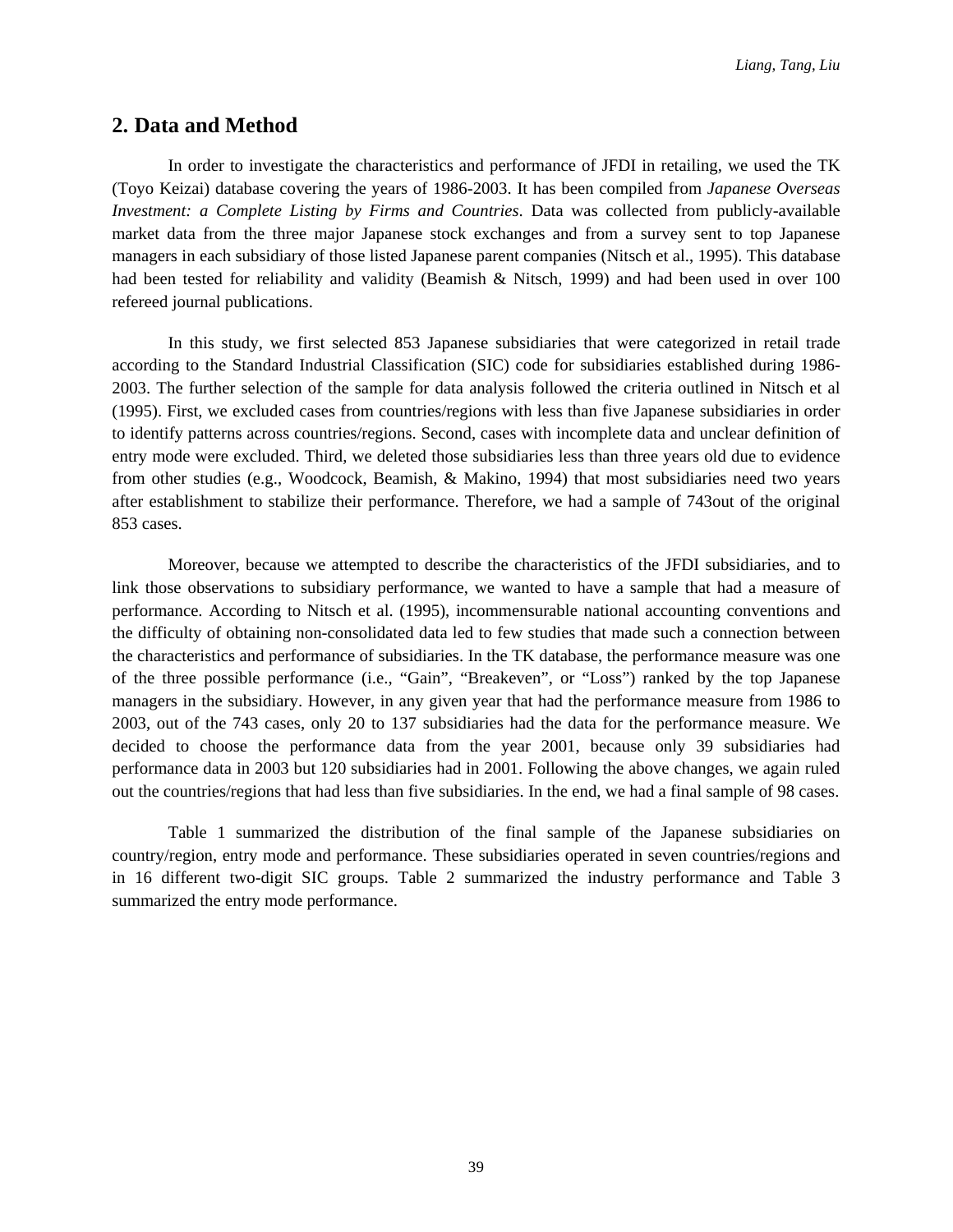## 2. Data and Method

In order to investigate the characteristics and performance of JFDI in retailing, we used the TK (Toyo Keizai) database covering the years of 1986-2003. It has been compiled from *Japanese Overseas Investment: a Complete Listing by Firms and Countries*. Data was collected from publicly-available market data from the three major Japanese stock exchanges and from a survey sent to top Japanese managers in each subsidiary of those listed Japanese parent companies (Nitsch et al., 1995). This database had been tested for reliability and validity (Beamish & Nitsch, 1999) and had been used in over 100 refereed journal publications.

In this study, we first selected 853 Japanese subsidiaries that were categorized in retail trade according to the Standard Industrial Classification (SIC) code for subsidiaries established during 1986-2003. The further selection of the sample for data analysis followed the criteria outlined in Nitsch et al (1995). First, we excluded cases from countries/regions with less than five Japanese subsidiaries in order to identify patterns across countries/regions. Second, cases with incomplete data and unclear definition of entry mode were excluded. Third, we deleted those subsidiaries less than three years old due to evidence from other studies (e.g., Woodcock, Beamish, & Makino, 1994) that most subsidiaries need two years after establishment to stabilize their performance. Therefore, we had a sample of 743out of the original 853 cases.

Moreover, because we attempted to describe the characteristics of the JFDI subsidiaries, and to link those observations to subsidiary performance, we wanted to have a sample that had a measure of performance. According to Nitsch et al. (1995), incommensurable national accounting conventions and the difficulty of obtaining non-consolidated data led to few studies that made such a connection between the characteristics and performance of subsidiaries. In the TK database, the performance measure was one of the three possible performance (i.e., "Gain", "Breakeven", or "Loss") ranked by the top Japanese managers in the subsidiary. However, in any given year that had the performance measure from 1986 to 2003, out of the 743 cases, only 20 to 137 subsidiaries had the data for the performance measure. We decided to choose the performance data from the year 2001, because only 39 subsidiaries had performance data in 2003 but 120 subsidiaries had in 2001. Following the above changes, we again ruled out the countries/regions that had less than five subsidiaries. In the end, we had a final sample of 98 cases.

Table 1 summarized the distribution of the final sample of the Japanese subsidiaries on country/region, entry mode and performance. These subsidiaries operated in seven countries/regions and in 16 different two-digit SIC groups. Table 2 summarized the industry performance and Table 3 summarized the entry mode performance.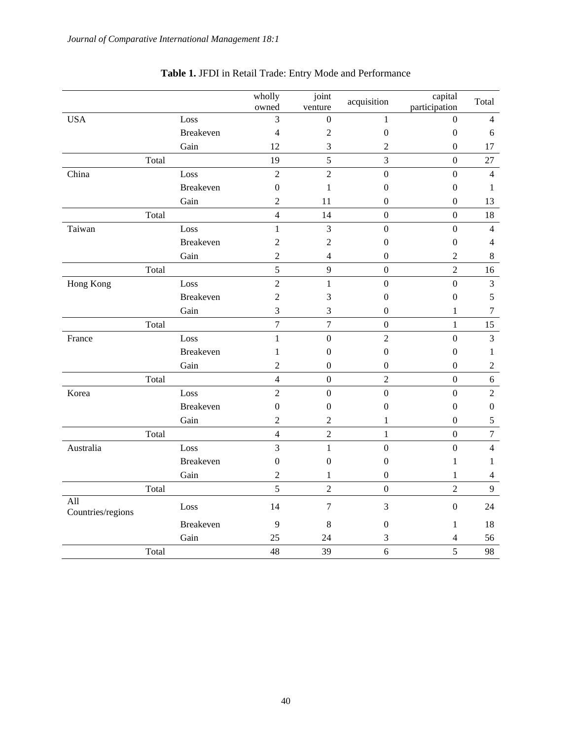**Table 1.** JFDI in Retail Trade: Entry Mode and Performance

| | | wholly owned | joint venture | acquisition | capital participation | Total |
|---|---|---|---|---|---|---|
| USA | Loss | 3 | 0 | 1 | 0 | 4 |
| | Breakeven | 4 | 2 | 0 | 0 | 6 |
| | Gain | 12 | 3 | 2 | 0 | 17 |
| Total | | 19 | 5 | 3 | 0 | 27 |
| China | Loss | 2 | 2 | 0 | 0 | 4 |
| | Breakeven | 0 | 1 | 0 | 0 | 1 |
| | Gain | 2 | 11 | 0 | 0 | 13 |
| Total | | 4 | 14 | 0 | 0 | 18 |
| Taiwan | Loss | 1 | 3 | 0 | 0 | 4 |
| | Breakeven | 2 | 2 | 0 | 0 | 4 |
| | Gain | 2 | 4 | 0 | 2 | 8 |
| Total | | 5 | 9 | 0 | 2 | 16 |
| Hong Kong | Loss | 2 | 1 | 0 | 0 | 3 |
| | Breakeven | 2 | 3 | 0 | 0 | 5 |
| | Gain | 3 | 3 | 0 | 1 | 7 |
| Total | | 7 | 7 | 0 | 1 | 15 |
| France | Loss | 1 | 0 | 2 | 0 | 3 |
| | Breakeven | 1 | 0 | 0 | 0 | 1 |
| | Gain | 2 | 0 | 0 | 0 | 2 |
| Total | | 4 | 0 | 2 | 0 | 6 |
| Korea | Loss | 2 | 0 | 0 | 0 | 2 |
| | Breakeven | 0 | 0 | 0 | 0 | 0 |
| | Gain | 2 | 2 | 1 | 0 | 5 |
| Total | | 4 | 2 | 1 | 0 | 7 |
| Australia | Loss | 3 | 1 | 0 | 0 | 4 |
| | Breakeven | 0 | 0 | 0 | 1 | 1 |
| | Gain | 2 | 1 | 0 | 1 | 4 |
| Total | | 5 | 2 | 0 | 2 | 9 |
| All Countries/regions | Loss | 14 | 7 | 3 | 0 | 24 |
| | Breakeven | 9 | 8 | 0 | 1 | 18 |
| | Gain | 25 | 24 | 3 | 4 | 56 |
| Total | | 48 | 39 | 6 | 5 | 98 |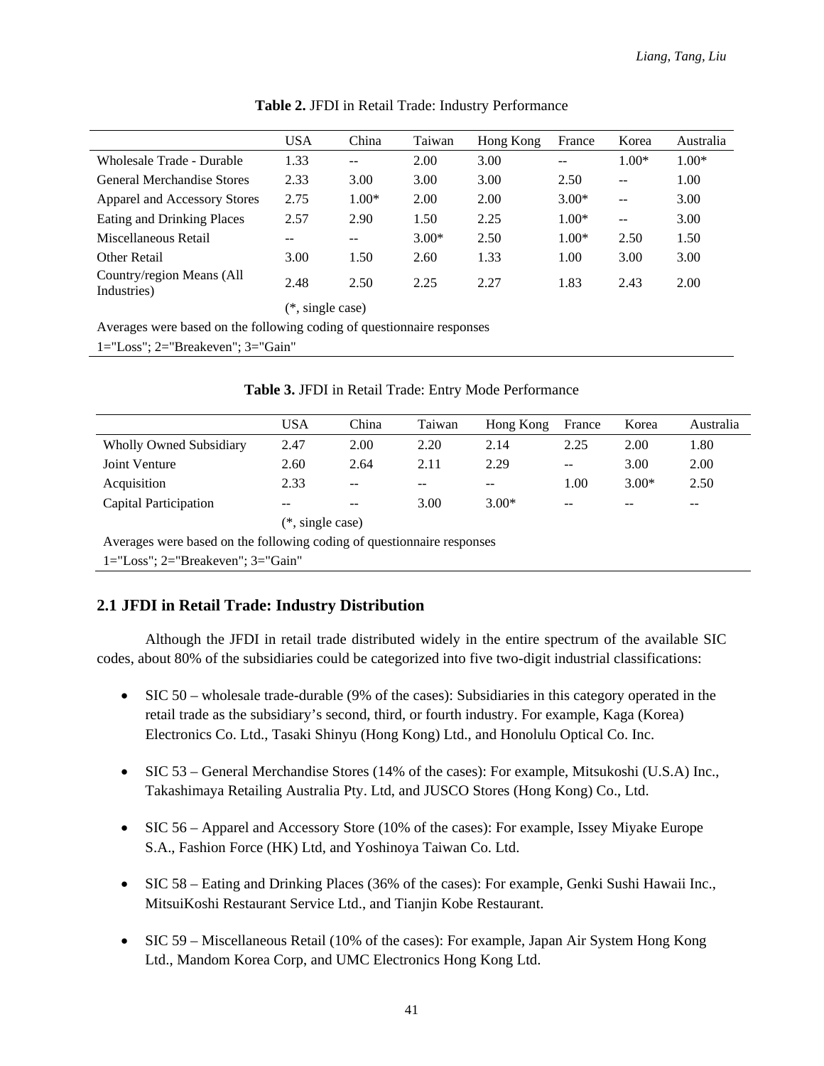**Table 2.** JFDI in Retail Trade: Industry Performance

| | USA | China | Taiwan | Hong Kong | France | Korea | Australia |
|---|---|---|---|---|---|---|---|
| Wholesale Trade - Durable | 1.33 | -- | 2.00 | 3.00 | -- | 1.00* | 1.00* |
| General Merchandise Stores | 2.33 | 3.00 | 3.00 | 3.00 | 2.50 | -- | 1.00 |
| Apparel and Accessory Stores | 2.75 | 1.00* | 2.00 | 2.00 | 3.00* | -- | 3.00 |
| Eating and Drinking Places | 2.57 | 2.90 | 1.50 | 2.25 | 1.00* | -- | 3.00 |
| Miscellaneous Retail | -- | -- | 3.00* | 2.50 | 1.00* | 2.50 | 1.50 |
| Other Retail | 3.00 | 1.50 | 2.60 | 1.33 | 1.00 | 3.00 | 3.00 |
| Country/region Means (All Industries) | 2.48 | 2.50 | 2.25 | 2.27 | 1.83 | 2.43 | 2.00 |

(*, single case)

Averages were based on the following coding of questionnaire responses

1="Loss"; 2="Breakeven"; 3="Gain"

**Table 3.** JFDI in Retail Trade: Entry Mode Performance

| | USA | China | Taiwan | Hong Kong | France | Korea | Australia |
|---|---|---|---|---|---|---|---|
| Wholly Owned Subsidiary | 2.47 | 2.00 | 2.20 | 2.14 | 2.25 | 2.00 | 1.80 |
| Joint Venture | 2.60 | 2.64 | 2.11 | 2.29 | -- | 3.00 | 2.00 |
| Acquisition | 2.33 | -- | -- | -- | 1.00 | 3.00* | 2.50 |
| Capital Participation | -- | -- | 3.00 | 3.00* | -- | -- | -- |

(*, single case)

Averages were based on the following coding of questionnaire responses

1="Loss"; 2="Breakeven"; 3="Gain"

## 2.1 JFDI in Retail Trade: Industry Distribution

Although the JFDI in retail trade distributed widely in the entire spectrum of the available SIC codes, about 80% of the subsidiaries could be categorized into five two-digit industrial classifications:

- SIC 50 – wholesale trade-durable (9% of the cases): Subsidiaries in this category operated in the retail trade as the subsidiary's second, third, or fourth industry. For example, Kaga (Korea) Electronics Co. Ltd., Tasaki Shinyu (Hong Kong) Ltd., and Honolulu Optical Co. Inc.

- SIC 53 – General Merchandise Stores (14% of the cases): For example, Mitsukoshi (U.S.A) Inc., Takashimaya Retailing Australia Pty. Ltd, and JUSCO Stores (Hong Kong) Co., Ltd.

- SIC 56 – Apparel and Accessory Store (10% of the cases): For example, Issey Miyake Europe S.A., Fashion Force (HK) Ltd, and Yoshinoya Taiwan Co. Ltd.

- SIC 58 – Eating and Drinking Places (36% of the cases): For example, Genki Sushi Hawaii Inc., MitsuiKoshi Restaurant Service Ltd., and Tianjin Kobe Restaurant.

- SIC 59 – Miscellaneous Retail (10% of the cases): For example, Japan Air System Hong Kong Ltd., Mandom Korea Corp, and UMC Electronics Hong Kong Ltd.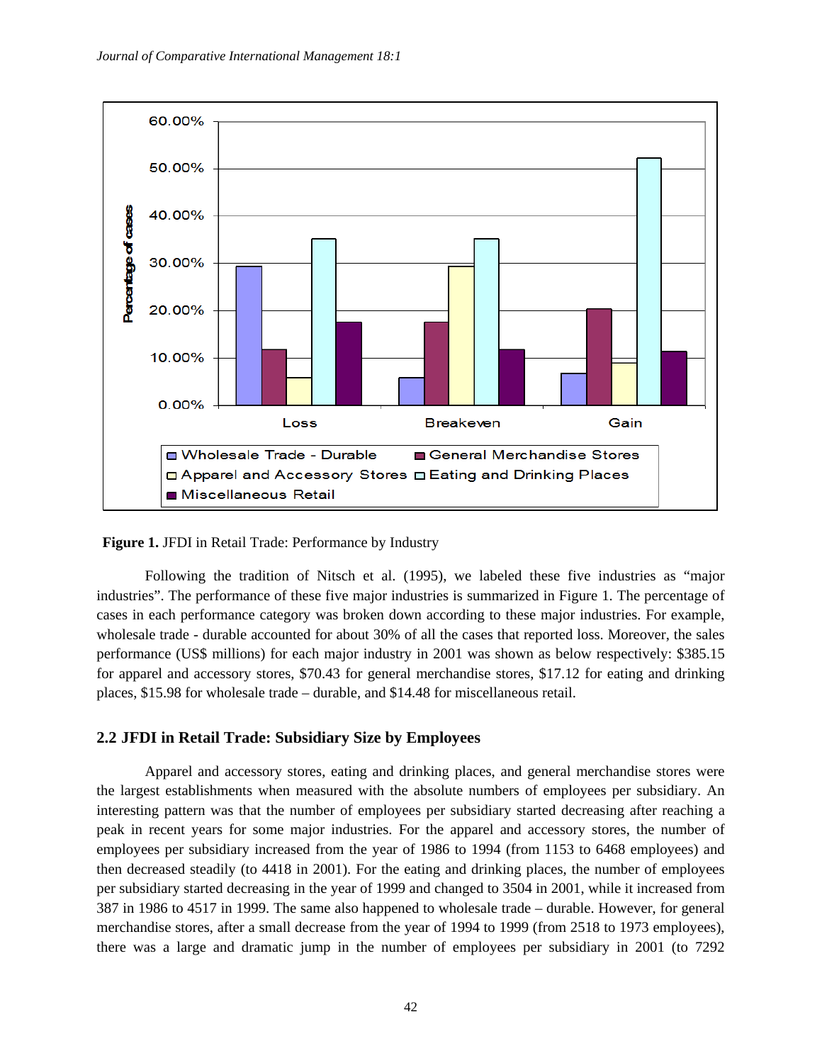**Figure 1.** JFDI in Retail Trade: Performance by Industry

Following the tradition of Nitsch et al. (1995), we labeled these five industries as "major industries". The performance of these five major industries is summarized in Figure 1. The percentage of cases in each performance category was broken down according to these major industries. For example, wholesale trade - durable accounted for about 30% of all the cases that reported loss. Moreover, the sales performance (US$ millions) for each major industry in 2001 was shown as below respectively: $385.15 for apparel and accessory stores, $70.43 for general merchandise stores, $17.12 for eating and drinking places, $15.98 for wholesale trade – durable, and $14.48 for miscellaneous retail.

## 2.2 JFDI in Retail Trade: Subsidiary Size by Employees

Apparel and accessory stores, eating and drinking places, and general merchandise stores were the largest establishments when measured with the absolute numbers of employees per subsidiary. An interesting pattern was that the number of employees per subsidiary started decreasing after reaching a peak in recent years for some major industries. For the apparel and accessory stores, the number of employees per subsidiary increased from the year of 1986 to 1994 (from 1153 to 6468 employees) and then decreased steadily (to 4418 in 2001). For the eating and drinking places, the number of employees per subsidiary started decreasing in the year of 1999 and changed to 3504 in 2001, while it increased from 387 in 1986 to 4517 in 1999. The same also happened to wholesale trade – durable. However, for general merchandise stores, after a small decrease from the year of 1994 to 1999 (from 2518 to 1973 employees), there was a large and dramatic jump in the number of employees per subsidiary in 2001 (to 7292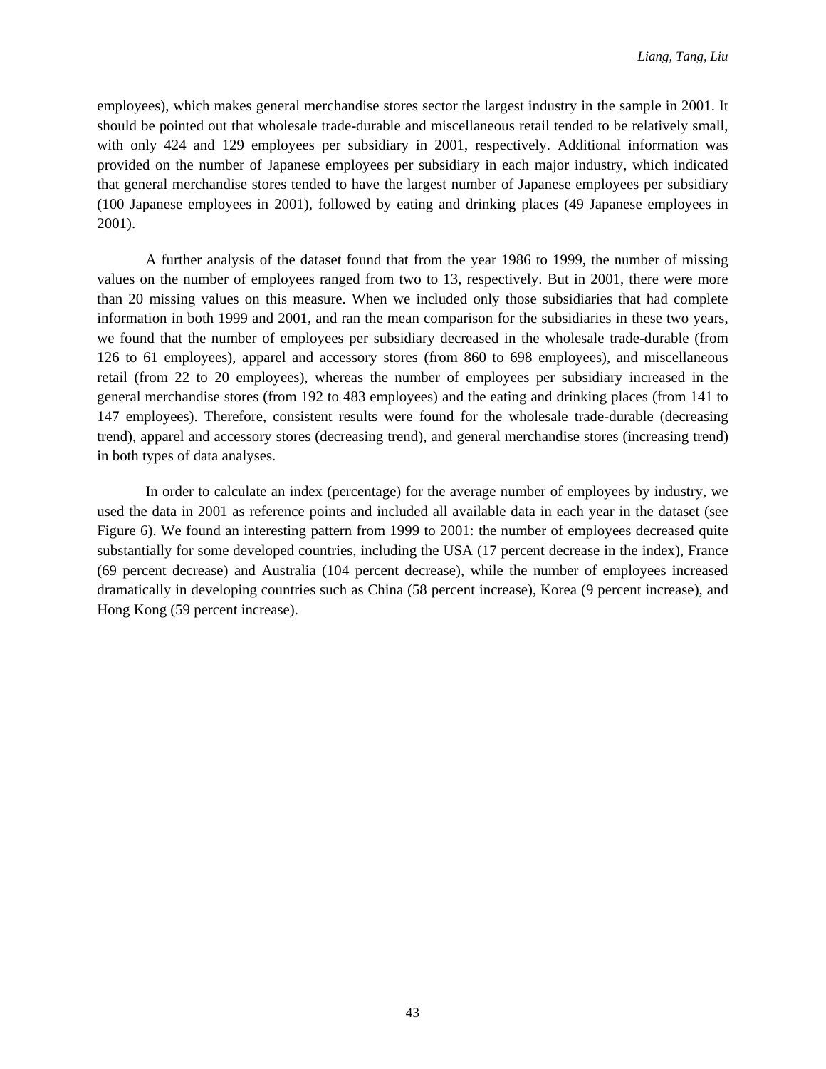employees), which makes general merchandise stores sector the largest industry in the sample in 2001. It should be pointed out that wholesale trade-durable and miscellaneous retail tended to be relatively small, with only 424 and 129 employees per subsidiary in 2001, respectively. Additional information was provided on the number of Japanese employees per subsidiary in each major industry, which indicated that general merchandise stores tended to have the largest number of Japanese employees per subsidiary (100 Japanese employees in 2001), followed by eating and drinking places (49 Japanese employees in 2001).

A further analysis of the dataset found that from the year 1986 to 1999, the number of missing values on the number of employees ranged from two to 13, respectively. But in 2001, there were more than 20 missing values on this measure. When we included only those subsidiaries that had complete information in both 1999 and 2001, and ran the mean comparison for the subsidiaries in these two years, we found that the number of employees per subsidiary decreased in the wholesale trade-durable (from 126 to 61 employees), apparel and accessory stores (from 860 to 698 employees), and miscellaneous retail (from 22 to 20 employees), whereas the number of employees per subsidiary increased in the general merchandise stores (from 192 to 483 employees) and the eating and drinking places (from 141 to 147 employees). Therefore, consistent results were found for the wholesale trade-durable (decreasing trend), apparel and accessory stores (decreasing trend), and general merchandise stores (increasing trend) in both types of data analyses.

In order to calculate an index (percentage) for the average number of employees by industry, we used the data in 2001 as reference points and included all available data in each year in the dataset (see Figure 6). We found an interesting pattern from 1999 to 2001: the number of employees decreased quite substantially for some developed countries, including the USA (17 percent decrease in the index), France (69 percent decrease) and Australia (104 percent decrease), while the number of employees increased dramatically in developing countries such as China (58 percent increase), Korea (9 percent increase), and Hong Kong (59 percent increase).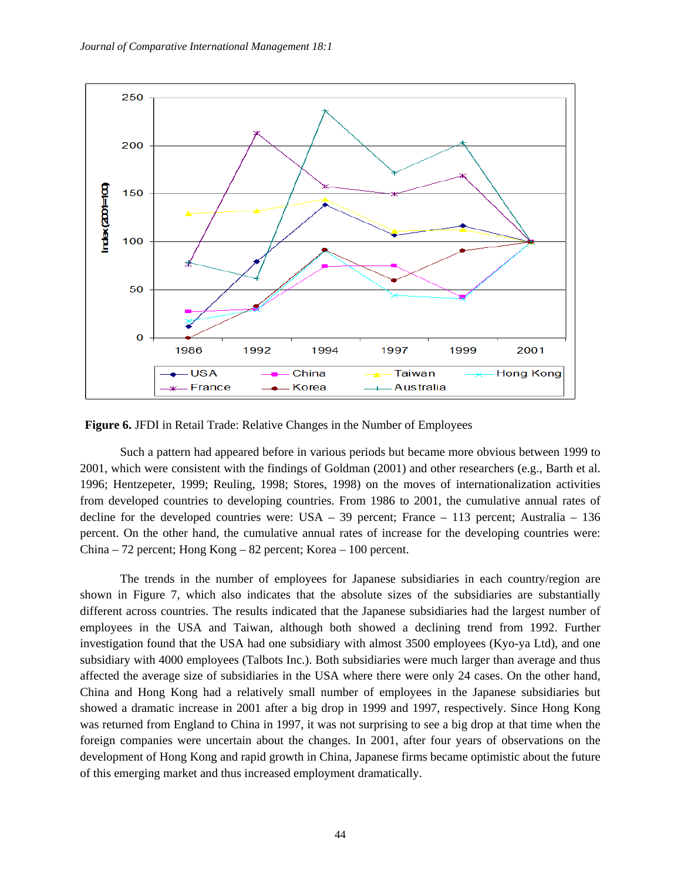**Figure 6.** JFDI in Retail Trade: Relative Changes in the Number of Employees

Such a pattern had appeared before in various periods but became more obvious between 1999 to 2001, which were consistent with the findings of Goldman (2001) and other researchers (e.g., Barth et al. 1996; Hentzepeter, 1999; Reuling, 1998; Stores, 1998) on the moves of internationalization activities from developed countries to developing countries. From 1986 to 2001, the cumulative annual rates of decline for the developed countries were: USA – 39 percent; France – 113 percent; Australia – 136 percent. On the other hand, the cumulative annual rates of increase for the developing countries were: China – 72 percent; Hong Kong – 82 percent; Korea – 100 percent.

The trends in the number of employees for Japanese subsidiaries in each country/region are shown in Figure 7, which also indicates that the absolute sizes of the subsidiaries are substantially different across countries. The results indicated that the Japanese subsidiaries had the largest number of employees in the USA and Taiwan, although both showed a declining trend from 1992. Further investigation found that the USA had one subsidiary with almost 3500 employees (Kyo-ya Ltd), and one subsidiary with 4000 employees (Talbots Inc.). Both subsidiaries were much larger than average and thus affected the average size of subsidiaries in the USA where there were only 24 cases. On the other hand, China and Hong Kong had a relatively small number of employees in the Japanese subsidiaries but showed a dramatic increase in 2001 after a big drop in 1999 and 1997, respectively. Since Hong Kong was returned from England to China in 1997, it was not surprising to see a big drop at that time when the foreign companies were uncertain about the changes. In 2001, after four years of observations on the development of Hong Kong and rapid growth in China, Japanese firms became optimistic about the future of this emerging market and thus increased employment dramatically.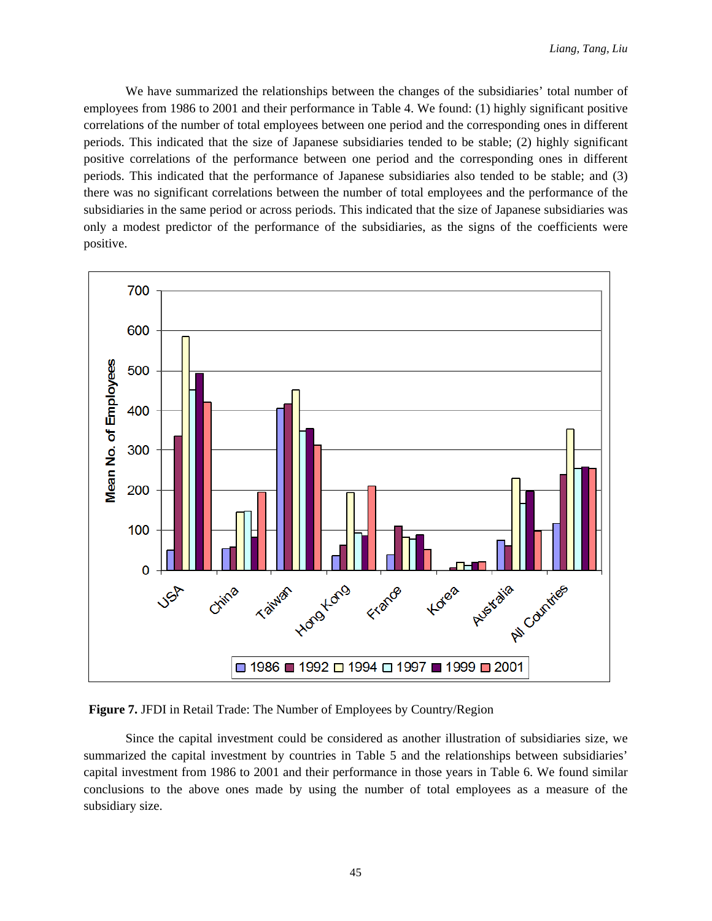We have summarized the relationships between the changes of the subsidiaries' total number of employees from 1986 to 2001 and their performance in Table 4. We found: (1) highly significant positive correlations of the number of total employees between one period and the corresponding ones in different periods. This indicated that the size of Japanese subsidiaries tended to be stable; (2) highly significant positive correlations of the performance between one period and the corresponding ones in different periods. This indicated that the performance of Japanese subsidiaries also tended to be stable; and (3) there was no significant correlations between the number of total employees and the performance of the subsidiaries in the same period or across periods. This indicated that the size of Japanese subsidiaries was only a modest predictor of the performance of the subsidiaries, as the signs of the coefficients were positive.

**Figure 7.** JFDI in Retail Trade: The Number of Employees by Country/Region

Since the capital investment could be considered as another illustration of subsidiaries size, we summarized the capital investment by countries in Table 5 and the relationships between subsidiaries' capital investment from 1986 to 2001 and their performance in those years in Table 6. We found similar conclusions to the above ones made by using the number of total employees as a measure of the subsidiary size.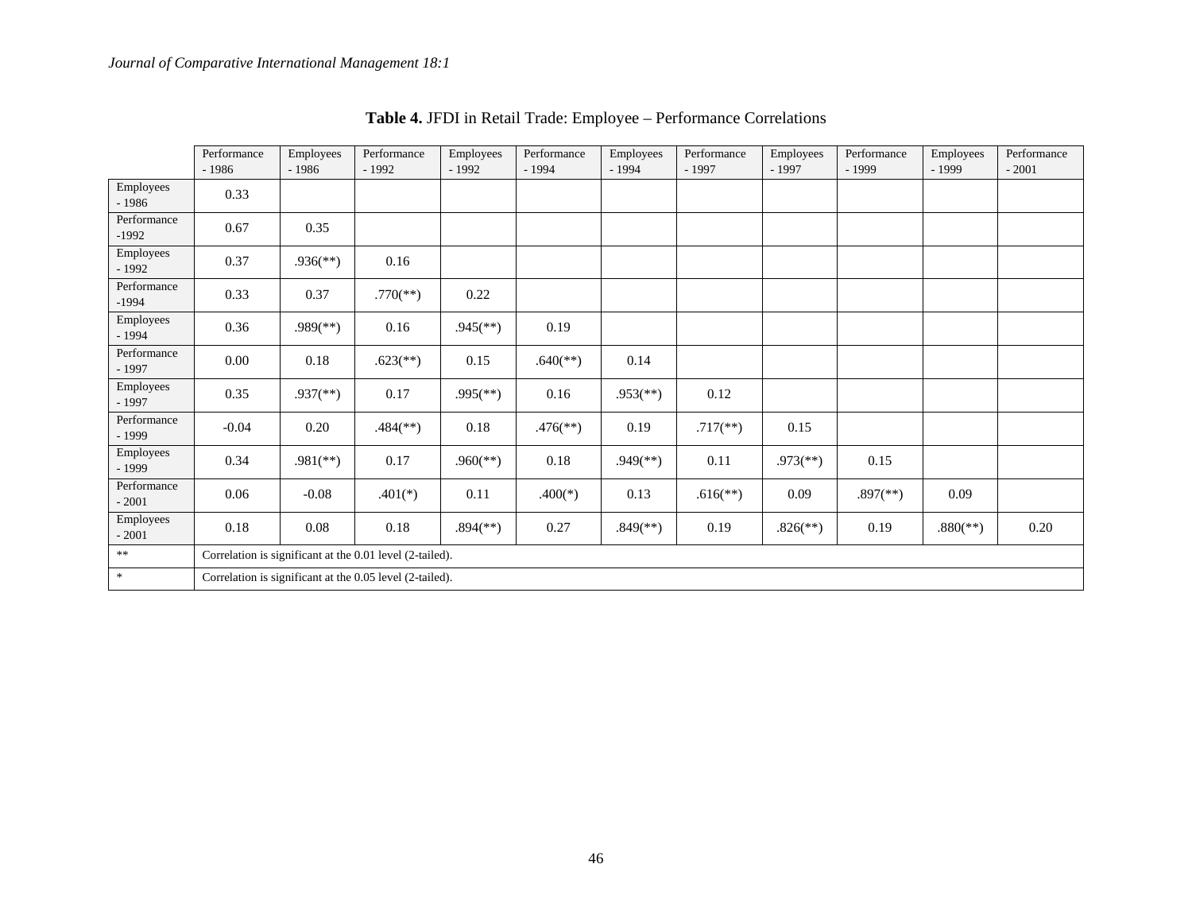**Table 4.** JFDI in Retail Trade: Employee – Performance Correlations

| | Performance - 1986 | Employees - 1986 | Performance - 1992 | Employees - 1992 | Performance - 1994 | Employees - 1994 | Performance - 1997 | Employees - 1997 | Performance - 1999 | Employees - 1999 | Performance - 2001 |
|---|---|---|---|---|---|---|---|---|---|---|---|
| Employees - 1986 | 0.33 | | | | | | | | | | |
| Performance -1992 | 0.67 | 0.35 | | | | | | | | | |
| Employees - 1992 | 0.37 | .936(**) | 0.16 | | | | | | | | |
| Performance -1994 | 0.33 | 0.37 | .770(**) | 0.22 | | | | | | | |
| Employees - 1994 | 0.36 | .989(**) | 0.16 | .945(**) | 0.19 | | | | | | |
| Performance - 1997 | 0.00 | 0.18 | .623(**) | 0.15 | .640(**) | 0.14 | | | | | |
| Employees - 1997 | 0.35 | .937(**) | 0.17 | .995(**) | 0.16 | .953(**) | 0.12 | | | | |
| Performance - 1999 | -0.04 | 0.20 | .484(**) | 0.18 | .476(**) | 0.19 | .717(**) | 0.15 | | | |
| Employees - 1999 | 0.34 | .981(**) | 0.17 | .960(**) | 0.18 | .949(**) | 0.11 | .973(**) | 0.15 | | |
| Performance - 2001 | 0.06 | -0.08 | .401(*) | 0.11 | .400(*) | 0.13 | .616(**) | 0.09 | .897(**) | 0.09 | |
| Employees - 2001 | 0.18 | 0.08 | 0.18 | .894(**) | 0.27 | .849(**) | 0.19 | .826(**) | 0.19 | .880(**) | 0.20 |
| ** | Correlation is significant at the 0.01 level (2-tailed). | | | | | | | | | | |
| * | Correlation is significant at the 0.05 level (2-tailed). | | | | | | | | | | |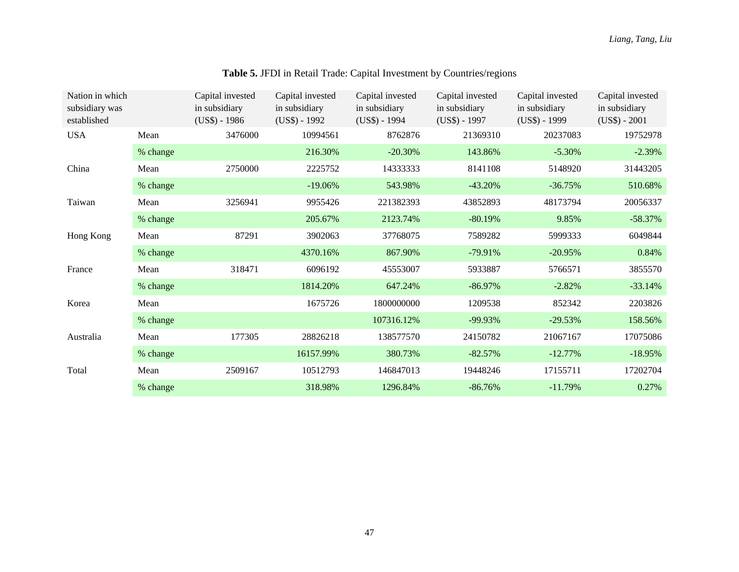**Table 5.** JFDI in Retail Trade: Capital Investment by Countries/regions

| Nation in which subsidiary was established | | Capital invested in subsidiary (US$) - 1986 | Capital invested in subsidiary (US$) - 1992 | Capital invested in subsidiary (US$) - 1994 | Capital invested in subsidiary (US$) - 1997 | Capital invested in subsidiary (US$) - 1999 | Capital invested in subsidiary (US$) - 2001 |
|---|---|---|---|---|---|---|---|
| USA | Mean | 3476000 | 10994561 | 8762876 | 21369310 | 20237083 | 19752978 |
| | % change | | 216.30% | -20.30% | 143.86% | -5.30% | -2.39% |
| China | Mean | 2750000 | 2225752 | 14333333 | 8141108 | 5148920 | 31443205 |
| | % change | | -19.06% | 543.98% | -43.20% | -36.75% | 510.68% |
| Taiwan | Mean | 3256941 | 9955426 | 221382393 | 43852893 | 48173794 | 20056337 |
| | % change | | 205.67% | 2123.74% | -80.19% | 9.85% | -58.37% |
| Hong Kong | Mean | 87291 | 3902063 | 37768075 | 7589282 | 5999333 | 6049844 |
| | % change | | 4370.16% | 867.90% | -79.91% | -20.95% | 0.84% |
| France | Mean | 318471 | 6096192 | 45553007 | 5933887 | 5766571 | 3855570 |
| | % change | | 1814.20% | 647.24% | -86.97% | -2.82% | -33.14% |
| Korea | Mean | | 1675726 | 1800000000 | 1209538 | 852342 | 2203826 |
| | % change | | | 107316.12% | -99.93% | -29.53% | 158.56% |
| Australia | Mean | 177305 | 28826218 | 138577570 | 24150782 | 21067167 | 17075086 |
| | % change | | 16157.99% | 380.73% | -82.57% | -12.77% | -18.95% |
| Total | Mean | 2509167 | 10512793 | 146847013 | 19448246 | 17155711 | 17202704 |
| | % change | | 318.98% | 1296.84% | -86.76% | -11.79% | 0.27% |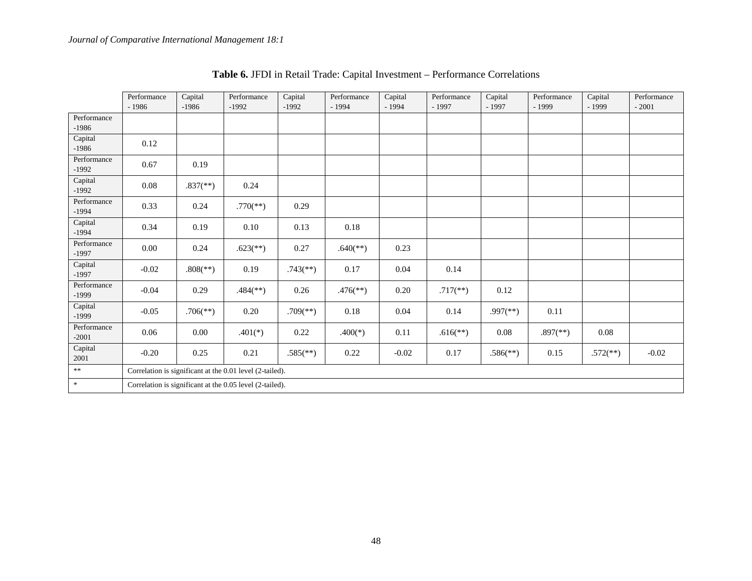**Table 6.** JFDI in Retail Trade: Capital Investment – Performance Correlations

| | Performance - 1986 | Capital -1986 | Performance -1992 | Capital -1992 | Performance - 1994 | Capital - 1994 | Performance - 1997 | Capital - 1997 | Performance - 1999 | Capital - 1999 | Performance - 2001 |
|---|---|---|---|---|---|---|---|---|---|---|---|
| Performance -1986 | | | | | | | | | | | |
| Capital -1986 | 0.12 | | | | | | | | | | |
| Performance -1992 | 0.67 | 0.19 | | | | | | | | | |
| Capital -1992 | 0.08 | .837(**) | 0.24 | | | | | | | | |
| Performance -1994 | 0.33 | 0.24 | .770(**) | 0.29 | | | | | | | |
| Capital -1994 | 0.34 | 0.19 | 0.10 | 0.13 | 0.18 | | | | | | |
| Performance -1997 | 0.00 | 0.24 | .623(**) | 0.27 | .640(**) | 0.23 | | | | | |
| Capital -1997 | -0.02 | .808(**) | 0.19 | .743(**) | 0.17 | 0.04 | 0.14 | | | | |
| Performance -1999 | -0.04 | 0.29 | .484(**) | 0.26 | .476(**) | 0.20 | .717(**) | 0.12 | | | |
| Capital -1999 | -0.05 | .706(**) | 0.20 | .709(**) | 0.18 | 0.04 | 0.14 | .997(**) | 0.11 | | |
| Performance -2001 | 0.06 | 0.00 | .401(*) | 0.22 | .400(*) | 0.11 | .616(**) | 0.08 | .897(**) | 0.08 | |
| Capital 2001 | -0.20 | 0.25 | 0.21 | .585(**) | 0.22 | -0.02 | 0.17 | .586(**) | 0.15 | .572(**) | -0.02 |
| ** | Correlation is significant at the 0.01 level (2-tailed). | | | | | | | | | | |
| * | Correlation is significant at the 0.05 level (2-tailed). | | | | | | | | | | |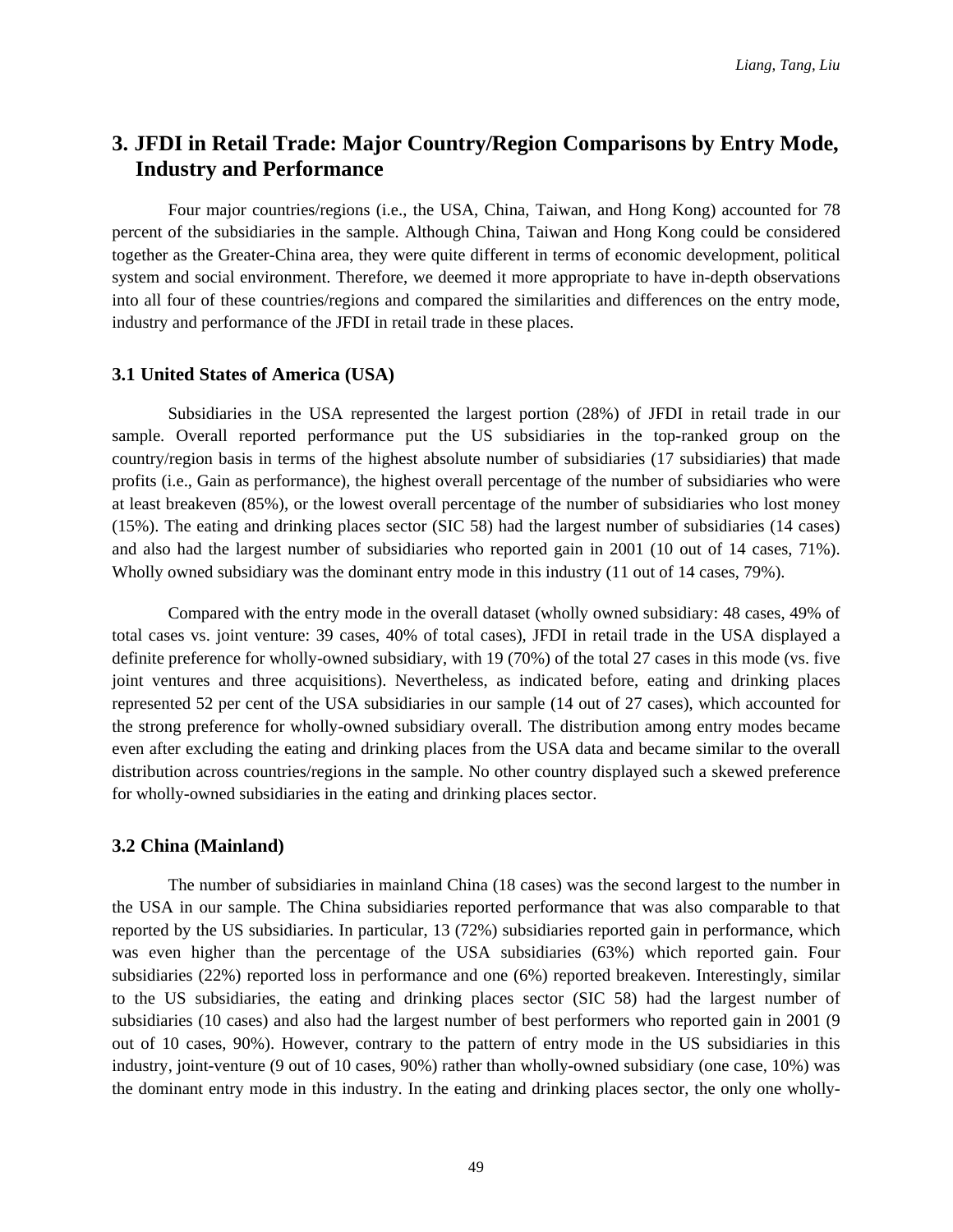## 3. JFDI in Retail Trade: Major Country/Region Comparisons by Entry Mode, Industry and Performance

Four major countries/regions (i.e., the USA, China, Taiwan, and Hong Kong) accounted for 78 percent of the subsidiaries in the sample. Although China, Taiwan and Hong Kong could be considered together as the Greater-China area, they were quite different in terms of economic development, political system and social environment. Therefore, we deemed it more appropriate to have in-depth observations into all four of these countries/regions and compared the similarities and differences on the entry mode, industry and performance of the JFDI in retail trade in these places.

### 3.1 United States of America (USA)

Subsidiaries in the USA represented the largest portion (28%) of JFDI in retail trade in our sample. Overall reported performance put the US subsidiaries in the top-ranked group on the country/region basis in terms of the highest absolute number of subsidiaries (17 subsidiaries) that made profits (i.e., Gain as performance), the highest overall percentage of the number of subsidiaries who were at least breakeven (85%), or the lowest overall percentage of the number of subsidiaries who lost money (15%). The eating and drinking places sector (SIC 58) had the largest number of subsidiaries (14 cases) and also had the largest number of subsidiaries who reported gain in 2001 (10 out of 14 cases, 71%). Wholly owned subsidiary was the dominant entry mode in this industry (11 out of 14 cases, 79%).

Compared with the entry mode in the overall dataset (wholly owned subsidiary: 48 cases, 49% of total cases vs. joint venture: 39 cases, 40% of total cases), JFDI in retail trade in the USA displayed a definite preference for wholly-owned subsidiary, with 19 (70%) of the total 27 cases in this mode (vs. five joint ventures and three acquisitions). Nevertheless, as indicated before, eating and drinking places represented 52 per cent of the USA subsidiaries in our sample (14 out of 27 cases), which accounted for the strong preference for wholly-owned subsidiary overall. The distribution among entry modes became even after excluding the eating and drinking places from the USA data and became similar to the overall distribution across countries/regions in the sample. No other country displayed such a skewed preference for wholly-owned subsidiaries in the eating and drinking places sector.

### 3.2 China (Mainland)

The number of subsidiaries in mainland China (18 cases) was the second largest to the number in the USA in our sample. The China subsidiaries reported performance that was also comparable to that reported by the US subsidiaries. In particular, 13 (72%) subsidiaries reported gain in performance, which was even higher than the percentage of the USA subsidiaries (63%) which reported gain. Four subsidiaries (22%) reported loss in performance and one (6%) reported breakeven. Interestingly, similar to the US subsidiaries, the eating and drinking places sector (SIC 58) had the largest number of subsidiaries (10 cases) and also had the largest number of best performers who reported gain in 2001 (9 out of 10 cases, 90%). However, contrary to the pattern of entry mode in the US subsidiaries in this industry, joint-venture (9 out of 10 cases, 90%) rather than wholly-owned subsidiary (one case, 10%) was the dominant entry mode in this industry. In the eating and drinking places sector, the only one wholly-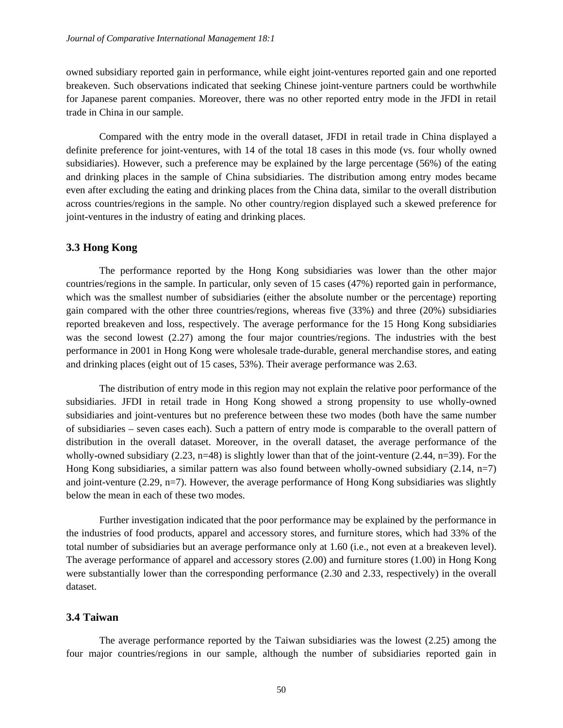owned subsidiary reported gain in performance, while eight joint-ventures reported gain and one reported breakeven. Such observations indicated that seeking Chinese joint-venture partners could be worthwhile for Japanese parent companies. Moreover, there was no other reported entry mode in the JFDI in retail trade in China in our sample.

Compared with the entry mode in the overall dataset, JFDI in retail trade in China displayed a definite preference for joint-ventures, with 14 of the total 18 cases in this mode (vs. four wholly owned subsidiaries). However, such a preference may be explained by the large percentage (56%) of the eating and drinking places in the sample of China subsidiaries. The distribution among entry modes became even after excluding the eating and drinking places from the China data, similar to the overall distribution across countries/regions in the sample. No other country/region displayed such a skewed preference for joint-ventures in the industry of eating and drinking places.

### 3.3 Hong Kong

The performance reported by the Hong Kong subsidiaries was lower than the other major countries/regions in the sample. In particular, only seven of 15 cases (47%) reported gain in performance, which was the smallest number of subsidiaries (either the absolute number or the percentage) reporting gain compared with the other three countries/regions, whereas five (33%) and three (20%) subsidiaries reported breakeven and loss, respectively. The average performance for the 15 Hong Kong subsidiaries was the second lowest (2.27) among the four major countries/regions. The industries with the best performance in 2001 in Hong Kong were wholesale trade-durable, general merchandise stores, and eating and drinking places (eight out of 15 cases, 53%). Their average performance was 2.63.

The distribution of entry mode in this region may not explain the relative poor performance of the subsidiaries. JFDI in retail trade in Hong Kong showed a strong propensity to use wholly-owned subsidiaries and joint-ventures but no preference between these two modes (both have the same number of subsidiaries – seven cases each). Such a pattern of entry mode is comparable to the overall pattern of distribution in the overall dataset. Moreover, in the overall dataset, the average performance of the wholly-owned subsidiary (2.23, n=48) is slightly lower than that of the joint-venture (2.44, n=39). For the Hong Kong subsidiaries, a similar pattern was also found between wholly-owned subsidiary (2.14, n=7) and joint-venture (2.29, n=7). However, the average performance of Hong Kong subsidiaries was slightly below the mean in each of these two modes.

Further investigation indicated that the poor performance may be explained by the performance in the industries of food products, apparel and accessory stores, and furniture stores, which had 33% of the total number of subsidiaries but an average performance only at 1.60 (i.e., not even at a breakeven level). The average performance of apparel and accessory stores (2.00) and furniture stores (1.00) in Hong Kong were substantially lower than the corresponding performance (2.30 and 2.33, respectively) in the overall dataset.

### 3.4 Taiwan

The average performance reported by the Taiwan subsidiaries was the lowest (2.25) among the four major countries/regions in our sample, although the number of subsidiaries reported gain in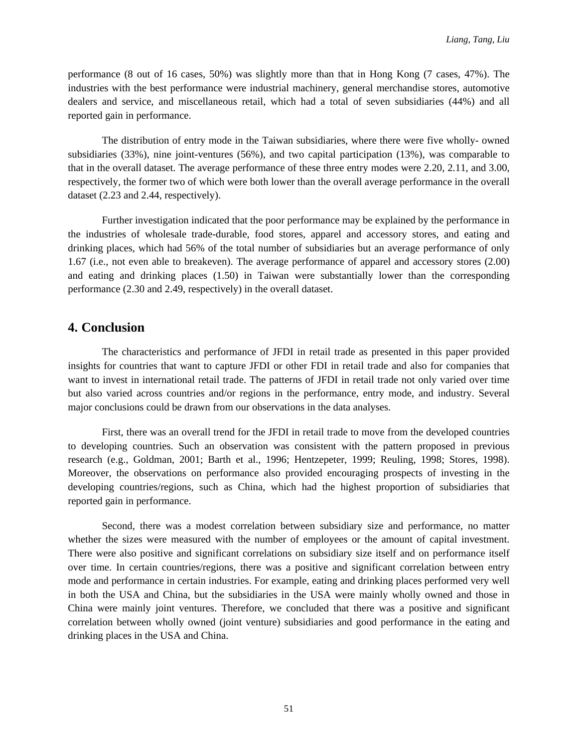performance (8 out of 16 cases, 50%) was slightly more than that in Hong Kong (7 cases, 47%). The industries with the best performance were industrial machinery, general merchandise stores, automotive dealers and service, and miscellaneous retail, which had a total of seven subsidiaries (44%) and all reported gain in performance.

The distribution of entry mode in the Taiwan subsidiaries, where there were five wholly- owned subsidiaries (33%), nine joint-ventures (56%), and two capital participation (13%), was comparable to that in the overall dataset. The average performance of these three entry modes were 2.20, 2.11, and 3.00, respectively, the former two of which were both lower than the overall average performance in the overall dataset (2.23 and 2.44, respectively).

Further investigation indicated that the poor performance may be explained by the performance in the industries of wholesale trade-durable, food stores, apparel and accessory stores, and eating and drinking places, which had 56% of the total number of subsidiaries but an average performance of only 1.67 (i.e., not even able to breakeven). The average performance of apparel and accessory stores (2.00) and eating and drinking places (1.50) in Taiwan were substantially lower than the corresponding performance (2.30 and 2.49, respectively) in the overall dataset.

## 4. Conclusion

The characteristics and performance of JFDI in retail trade as presented in this paper provided insights for countries that want to capture JFDI or other FDI in retail trade and also for companies that want to invest in international retail trade. The patterns of JFDI in retail trade not only varied over time but also varied across countries and/or regions in the performance, entry mode, and industry. Several major conclusions could be drawn from our observations in the data analyses.

First, there was an overall trend for the JFDI in retail trade to move from the developed countries to developing countries. Such an observation was consistent with the pattern proposed in previous research (e.g., Goldman, 2001; Barth et al., 1996; Hentzepeter, 1999; Reuling, 1998; Stores, 1998). Moreover, the observations on performance also provided encouraging prospects of investing in the developing countries/regions, such as China, which had the highest proportion of subsidiaries that reported gain in performance.

Second, there was a modest correlation between subsidiary size and performance, no matter whether the sizes were measured with the number of employees or the amount of capital investment. There were also positive and significant correlations on subsidiary size itself and on performance itself over time. In certain countries/regions, there was a positive and significant correlation between entry mode and performance in certain industries. For example, eating and drinking places performed very well in both the USA and China, but the subsidiaries in the USA were mainly wholly owned and those in China were mainly joint ventures. Therefore, we concluded that there was a positive and significant correlation between wholly owned (joint venture) subsidiaries and good performance in the eating and drinking places in the USA and China.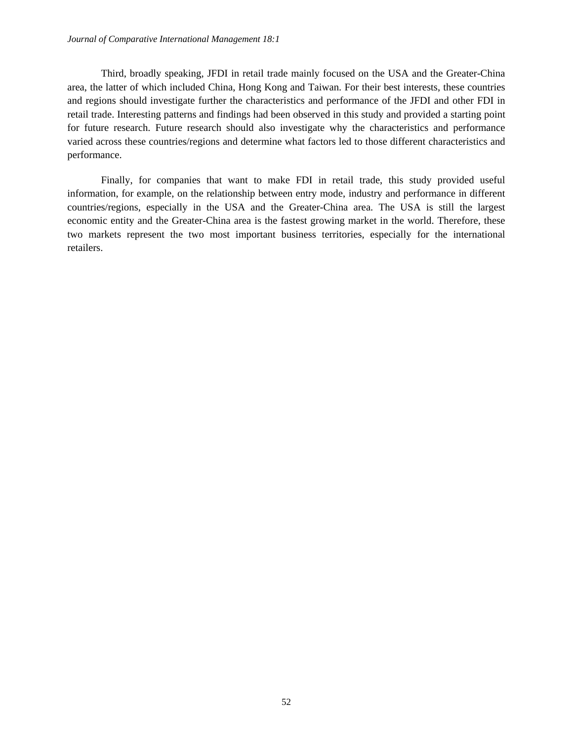Third, broadly speaking, JFDI in retail trade mainly focused on the USA and the Greater-China area, the latter of which included China, Hong Kong and Taiwan. For their best interests, these countries and regions should investigate further the characteristics and performance of the JFDI and other FDI in retail trade. Interesting patterns and findings had been observed in this study and provided a starting point for future research. Future research should also investigate why the characteristics and performance varied across these countries/regions and determine what factors led to those different characteristics and performance.

Finally, for companies that want to make FDI in retail trade, this study provided useful information, for example, on the relationship between entry mode, industry and performance in different countries/regions, especially in the USA and the Greater-China area. The USA is still the largest economic entity and the Greater-China area is the fastest growing market in the world. Therefore, these two markets represent the two most important business territories, especially for the international retailers.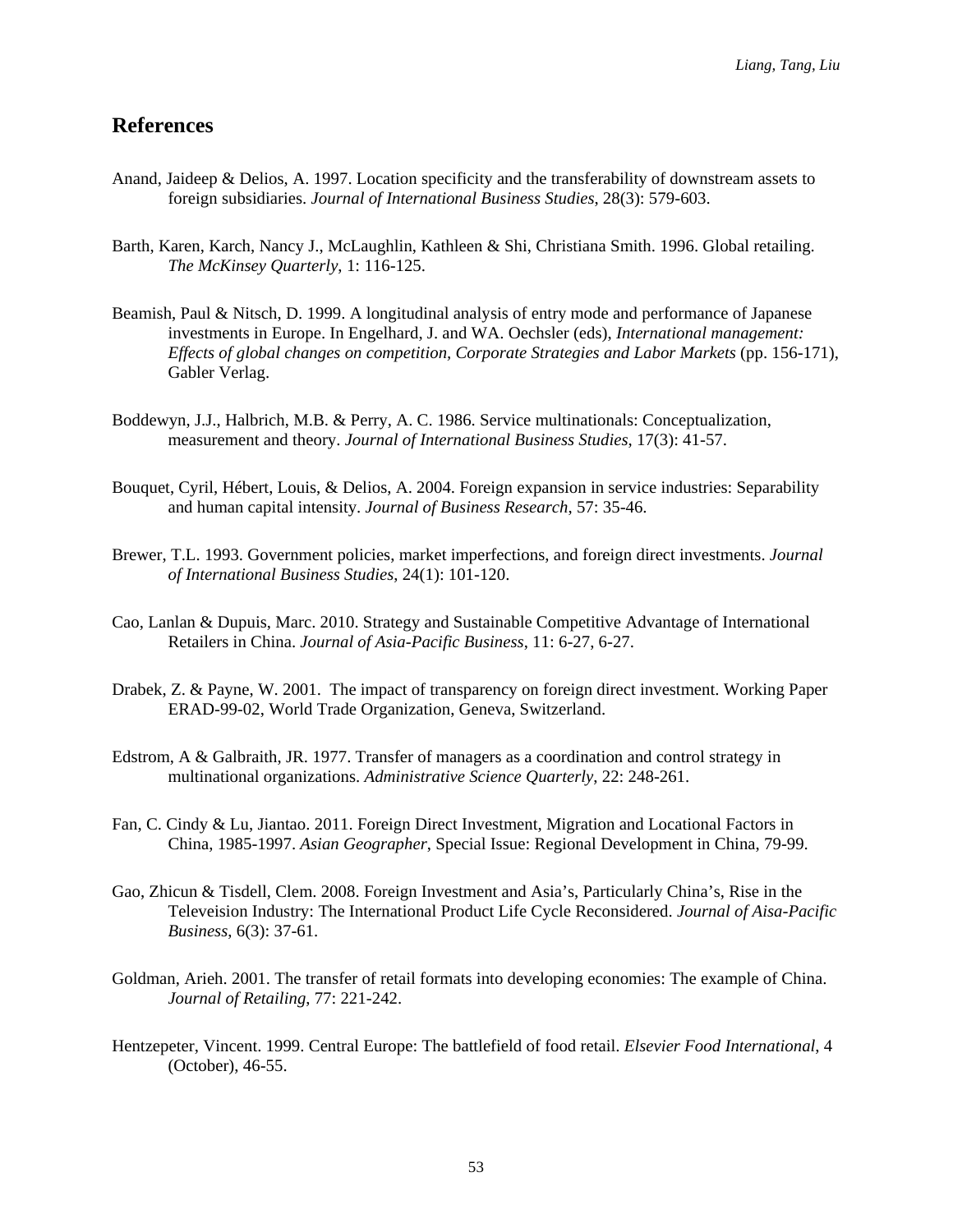## References

Anand, Jaideep & Delios, A. 1997. Location specificity and the transferability of downstream assets to foreign subsidiaries. *Journal of International Business Studies*, 28(3): 579-603.

Barth, Karen, Karch, Nancy J., McLaughlin, Kathleen & Shi, Christiana Smith. 1996. Global retailing. *The McKinsey Quarterly*, 1: 116-125.

Beamish, Paul & Nitsch, D. 1999. A longitudinal analysis of entry mode and performance of Japanese investments in Europe. In Engelhard, J. and WA. Oechsler (eds), *International management: Effects of global changes on competition, Corporate Strategies and Labor Markets* (pp. 156-171), Gabler Verlag.

Boddewyn, J.J., Halbrich, M.B. & Perry, A. C. 1986. Service multinationals: Conceptualization, measurement and theory. *Journal of International Business Studies*, 17(3): 41-57.

Bouquet, Cyril, Hébert, Louis, & Delios, A. 2004. Foreign expansion in service industries: Separability and human capital intensity. *Journal of Business Research*, 57: 35-46.

Brewer, T.L. 1993. Government policies, market imperfections, and foreign direct investments. *Journal of International Business Studies*, 24(1): 101-120.

Cao, Lanlan & Dupuis, Marc. 2010. Strategy and Sustainable Competitive Advantage of International Retailers in China. *Journal of Asia-Pacific Business*, 11: 6-27, 6-27.

Drabek, Z. & Payne, W. 2001. The impact of transparency on foreign direct investment. Working Paper ERAD-99-02, World Trade Organization, Geneva, Switzerland.

Edstrom, A & Galbraith, JR. 1977. Transfer of managers as a coordination and control strategy in multinational organizations. *Administrative Science Quarterly*, 22: 248-261.

Fan, C. Cindy & Lu, Jiantao. 2011. Foreign Direct Investment, Migration and Locational Factors in China, 1985-1997. *Asian Geographer*, Special Issue: Regional Development in China, 79-99.

Gao, Zhicun & Tisdell, Clem. 2008. Foreign Investment and Asia's, Particularly China's, Rise in the Televeision Industry: The International Product Life Cycle Reconsidered. *Journal of Aisa-Pacific Business*, 6(3): 37-61.

Goldman, Arieh. 2001. The transfer of retail formats into developing economies: The example of China. *Journal of Retailing*, 77: 221-242.

Hentzepeter, Vincent. 1999. Central Europe: The battlefield of food retail. *Elsevier Food International*, 4 (October), 46-55.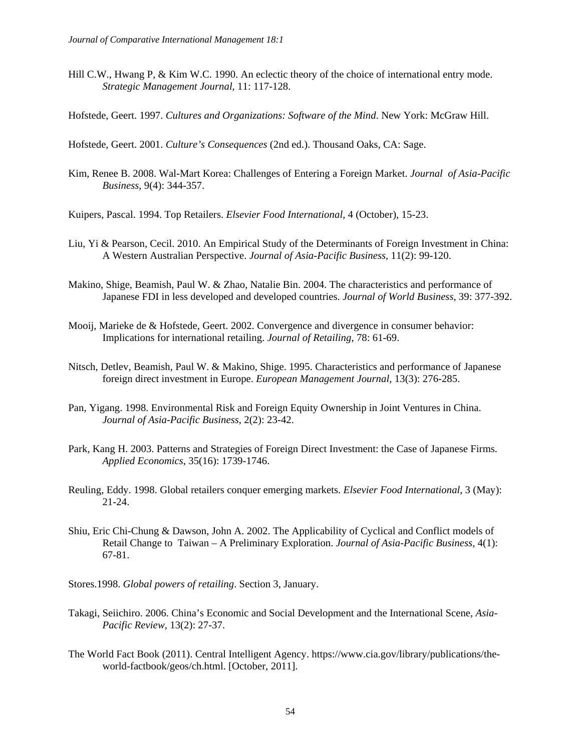Hill C.W., Hwang P, & Kim W.C. 1990. An eclectic theory of the choice of international entry mode. *Strategic Management Journal*, 11: 117-128.

Hofstede, Geert. 1997. *Cultures and Organizations: Software of the Mind*. New York: McGraw Hill.

Hofstede, Geert. 2001. *Culture's Consequences* (2nd ed.). Thousand Oaks, CA: Sage.

Kim, Renee B. 2008. Wal-Mart Korea: Challenges of Entering a Foreign Market. *Journal of Asia-Pacific Business*, 9(4): 344-357.

Kuipers, Pascal. 1994. Top Retailers. *Elsevier Food International*, 4 (October), 15-23.

Liu, Yi & Pearson, Cecil. 2010. An Empirical Study of the Determinants of Foreign Investment in China: A Western Australian Perspective. *Journal of Asia-Pacific Business*, 11(2): 99-120.

Makino, Shige, Beamish, Paul W. & Zhao, Natalie Bin. 2004. The characteristics and performance of Japanese FDI in less developed and developed countries. *Journal of World Business*, 39: 377-392.

Mooij, Marieke de & Hofstede, Geert. 2002. Convergence and divergence in consumer behavior: Implications for international retailing. *Journal of Retailing*, 78: 61-69.

Nitsch, Detlev, Beamish, Paul W. & Makino, Shige. 1995. Characteristics and performance of Japanese foreign direct investment in Europe. *European Management Journal*, 13(3): 276-285.

Pan, Yigang. 1998. Environmental Risk and Foreign Equity Ownership in Joint Ventures in China. *Journal of Asia-Pacific Business*, 2(2): 23-42.

Park, Kang H. 2003. Patterns and Strategies of Foreign Direct Investment: the Case of Japanese Firms. *Applied Economics*, 35(16): 1739-1746.

Reuling, Eddy. 1998. Global retailers conquer emerging markets. *Elsevier Food International*, 3 (May): 21-24.

Shiu, Eric Chi-Chung & Dawson, John A. 2002. The Applicability of Cyclical and Conflict models of Retail Change to Taiwan – A Preliminary Exploration. *Journal of Asia-Pacific Business*, 4(1): 67-81.

Stores.1998. *Global powers of retailing*. Section 3, January.

Takagi, Seiichiro. 2006. China's Economic and Social Development and the International Scene, *Asia-Pacific Review*, 13(2): 27-37.

The World Fact Book (2011). Central Intelligent Agency. https://www.cia.gov/library/publications/the-world-factbook/geos/ch.html. [October, 2011].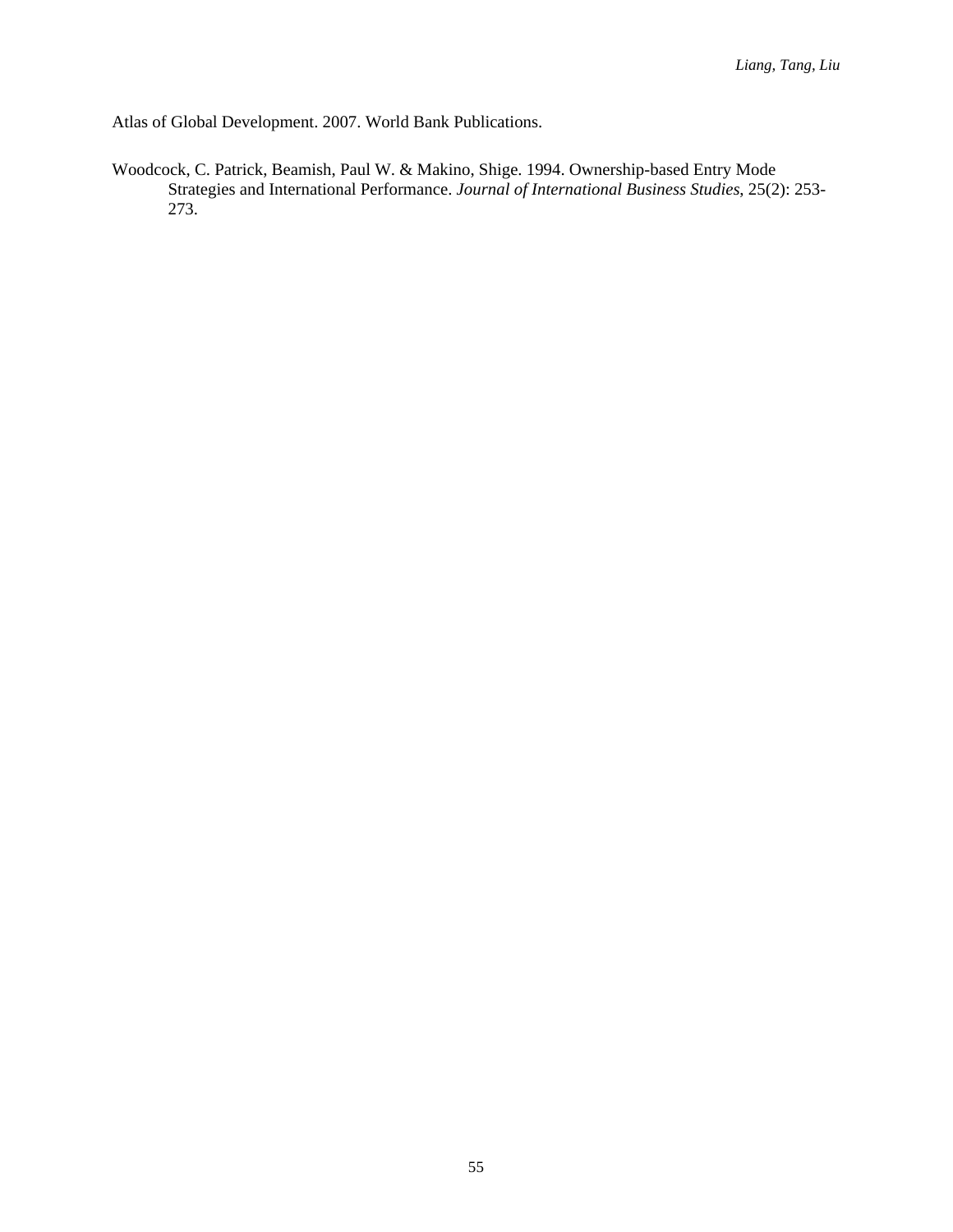Atlas of Global Development. 2007. World Bank Publications.

Woodcock, C. Patrick, Beamish, Paul W. & Makino, Shige. 1994. Ownership-based Entry Mode Strategies and International Performance. *Journal of International Business Studies*, 25(2): 253-273.